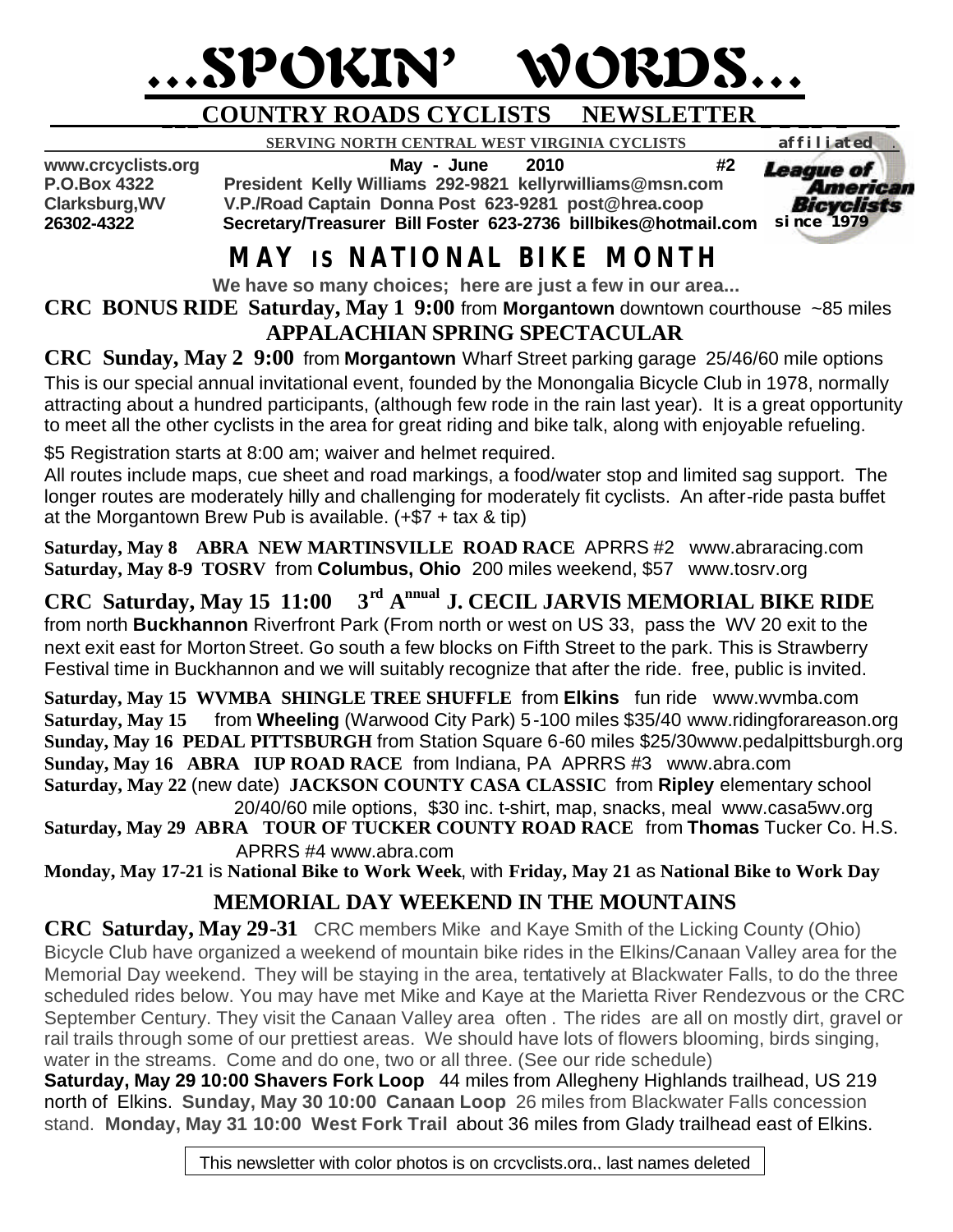# ...SPOKIN' WORDS...

## COUNTRY ROADS CYCLISTS NEWSLETTER

**SERVING NORTH CENTRAL WEST VIRGINIA CYCLISTS** affiliated League of American Bicyclists since 1979

**www.crcyclists.org** **May - June 2010 #2**
**P.O.Box 4322** **President Kelly Williams 292-9821 kellyrwilliams@msn.com**
**Clarksburg,WV** **V.P./Road Captain Donna Post 623-9281 post@hrea.coop**
**26302-4322** **Secretary/Treasurer Bill Foster 623-2736 billbikes@hotmail.com**

# MAY IS NATIONAL BIKE MONTH

**We have so many choices; here are just a few in our area...**

**CRC BONUS RIDE Saturday, May 1 9:00** from **Morgantown** downtown courthouse ~85 miles

## APPALACHIAN SPRING SPECTACULAR

**CRC Sunday, May 2 9:00** from **Morgantown** Wharf Street parking garage 25/46/60 mile options

This is our special annual invitational event, founded by the Monongalia Bicycle Club in 1978, normally attracting about a hundred participants, (although few rode in the rain last year). It is a great opportunity to meet all the other cyclists in the area for great riding and bike talk, along with enjoyable refueling.

$5 Registration starts at 8:00 am; waiver and helmet required.
All routes include maps, cue sheet and road markings, a food/water stop and limited sag support. The longer routes are moderately hilly and challenging for moderately fit cyclists. An after-ride pasta buffet at the Morgantown Brew Pub is available. (+$7 + tax & tip)

**Saturday, May 8 ABRA NEW MARTINSVILLE ROAD RACE** APRRS #2 www.abraracing.com
**Saturday, May 8-9 TOSRV** from **Columbus, Ohio** 200 miles weekend, $57 www.tosrv.org

**CRC Saturday, May 15 11:00 3rd Annual J. CECIL JARVIS MEMORIAL BIKE RIDE** from north **Buckhannon** Riverfront Park (From north or west on US 33, pass the WV 20 exit to the next exit east for Morton Street. Go south a few blocks on Fifth Street to the park. This is Strawberry Festival time in Buckhannon and we will suitably recognize that after the ride. free, public is invited.

**Saturday, May 15 WVMBA SHINGLE TREE SHUFFLE** from **Elkins** fun ride www.wvmba.com
**Saturday, May 15** from **Wheeling** (Warwood City Park) 5-100 miles $35/40 www.ridingforareason.org
**Sunday, May 16 PEDAL PITTSBURGH** from Station Square 6-60 miles $25/30www.pedalpittsburgh.org
**Sunday, May 16 ABRA IUP ROAD RACE** from Indiana, PA APRRS #3 www.abra.com
**Saturday, May 22** (new date) **JACKSON COUNTY CASA CLASSIC** from **Ripley** elementary school 20/40/60 mile options, $30 inc. t-shirt, map, snacks, meal www.casa5wv.org
**Saturday, May 29 ABRA TOUR OF TUCKER COUNTY ROAD RACE** from **Thomas** Tucker Co. H.S. APRRS #4 www.abra.com
**Monday, May 17-21** is **National Bike to Work Week**, with **Friday, May 21** as **National Bike to Work Day**

## MEMORIAL DAY WEEKEND IN THE MOUNTAINS

**CRC Saturday, May 29-31** CRC members Mike and Kaye Smith of the Licking County (Ohio) Bicycle Club have organized a weekend of mountain bike rides in the Elkins/Canaan Valley area for the Memorial Day weekend. They will be staying in the area, tentatively at Blackwater Falls, to do the three scheduled rides below. You may have met Mike and Kaye at the Marietta River Rendezvous or the CRC September Century. They visit the Canaan Valley area often . The rides are all on mostly dirt, gravel or rail trails through some of our prettiest areas. We should have lots of flowers blooming, birds singing, water in the streams. Come and do one, two or all three. (See our ride schedule)
**Saturday, May 29 10:00 Shavers Fork Loop** 44 miles from Allegheny Highlands trailhead, US 219 north of Elkins. **Sunday, May 30 10:00 Canaan Loop** 26 miles from Blackwater Falls concession stand. **Monday, May 31 10:00 West Fork Trail** about 36 miles from Glady trailhead east of Elkins.

This newsletter with color photos is on crcyclists.org., last names deleted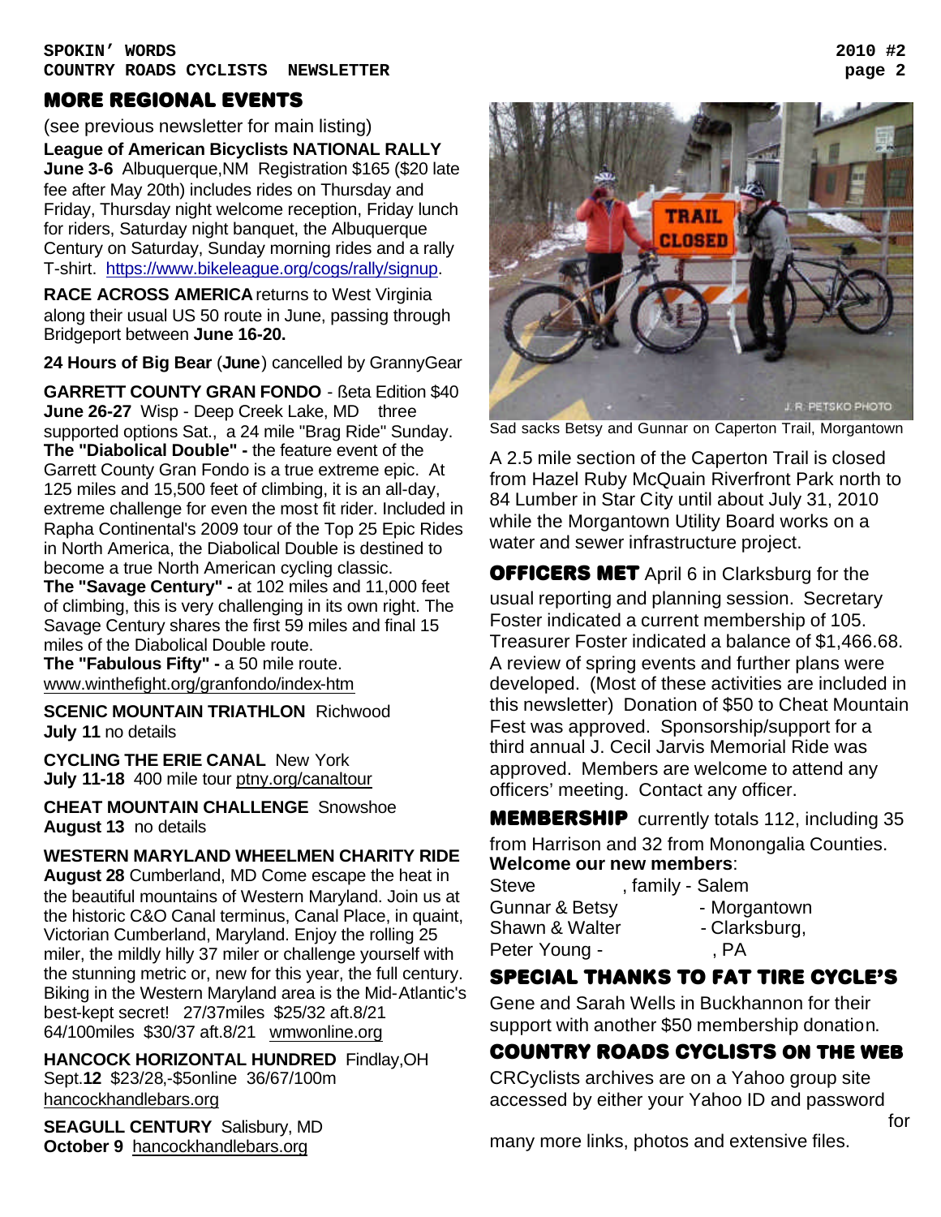## MORE REGIONAL EVENTS

(see previous newsletter for main listing)

**League of American Bicyclists NATIONAL RALLY**
**June 3-6** Albuquerque,NM Registration $165 ($20 late fee after May 20th) includes rides on Thursday and Friday, Thursday night welcome reception, Friday lunch for riders, Saturday night banquet, the Albuquerque Century on Saturday, Sunday morning rides and a rally T-shirt. https://www.bikeleague.org/cogs/rally/signup.

**RACE ACROSS AMERICA** returns to West Virginia along their usual US 50 route in June, passing through Bridgeport between **June 16-20.**

**24 Hours of Big Bear** (**June**) cancelled by GrannyGear

**GARRETT COUNTY GRAN FONDO** - ßeta Edition $40
**June 26-27** Wisp - Deep Creek Lake, MD three supported options Sat., a 24 mile "Brag Ride" Sunday.
**The "Diabolical Double" -** the feature event of the Garrett County Gran Fondo is a true extreme epic. At 125 miles and 15,500 feet of climbing, it is an all-day, extreme challenge for even the most fit rider. Included in Rapha Continental's 2009 tour of the Top 25 Epic Rides in North America, the Diabolical Double is destined to become a true North American cycling classic.
**The "Savage Century" -** at 102 miles and 11,000 feet of climbing, this is very challenging in its own right. The Savage Century shares the first 59 miles and final 15 miles of the Diabolical Double route.
**The "Fabulous Fifty" -** a 50 mile route.
www.winthefight.org/granfondo/index-htm

**SCENIC MOUNTAIN TRIATHLON** Richwood
**July 11** no details

**CYCLING THE ERIE CANAL** New York
**July 11-18** 400 mile tour ptny.org/canaltour

**CHEAT MOUNTAIN CHALLENGE** Snowshoe
**August 13** no details

**WESTERN MARYLAND WHEELMEN CHARITY RIDE**
**August 28** Cumberland, MD Come escape the heat in the beautiful mountains of Western Maryland. Join us at the historic C&O Canal terminus, Canal Place, in quaint, Victorian Cumberland, Maryland. Enjoy the rolling 25 miler, the mildly hilly 37 miler or challenge yourself with the stunning metric or, new for this year, the full century. Biking in the Western Maryland area is the Mid-Atlantic's best-kept secret! 27/37miles $25/32 aft.8/21 64/100miles $30/37 aft.8/21 wmwonline.org

**HANCOCK HORIZONTAL HUNDRED** Findlay,OH
Sept.**12** $23/28,-$5online 36/67/100m
hancockhandlebars.org

**SEAGULL CENTURY** Salisbury, MD
**October 9** hancockhandlebars.org

Sad sacks Betsy and Gunnar on Caperton Trail, Morgantown

A 2.5 mile section of the Caperton Trail is closed from Hazel Ruby McQuain Riverfront Park north to 84 Lumber in Star City until about July 31, 2010 while the Morgantown Utility Board works on a water and sewer infrastructure project.

**OFFICERS MET** April 6 in Clarksburg for the usual reporting and planning session. Secretary Foster indicated a current membership of 105. Treasurer Foster indicated a balance of $1,466.68. A review of spring events and further plans were developed. (Most of these activities are included in this newsletter) Donation of $50 to Cheat Mountain Fest was approved. Sponsorship/support for a third annual J. Cecil Jarvis Memorial Ride was approved. Members are welcome to attend any officers' meeting. Contact any officer.

**MEMBERSHIP** currently totals 112, including 35 from Harrison and 32 from Monongalia Counties.
**Welcome our new members**:

Steve , family - Salem
Gunnar & Betsy - Morgantown
Shawn & Walter - Clarksburg,
Peter Young - , PA

## SPECIAL THANKS TO FAT TIRE CYCLE'S

Gene and Sarah Wells in Buckhannon for their support with another $50 membership donation.

## COUNTRY ROADS CYCLISTS ON THE WEB

CRCyclists archives are on a Yahoo group site accessed by either your Yahoo ID and password for

many more links, photos and extensive files.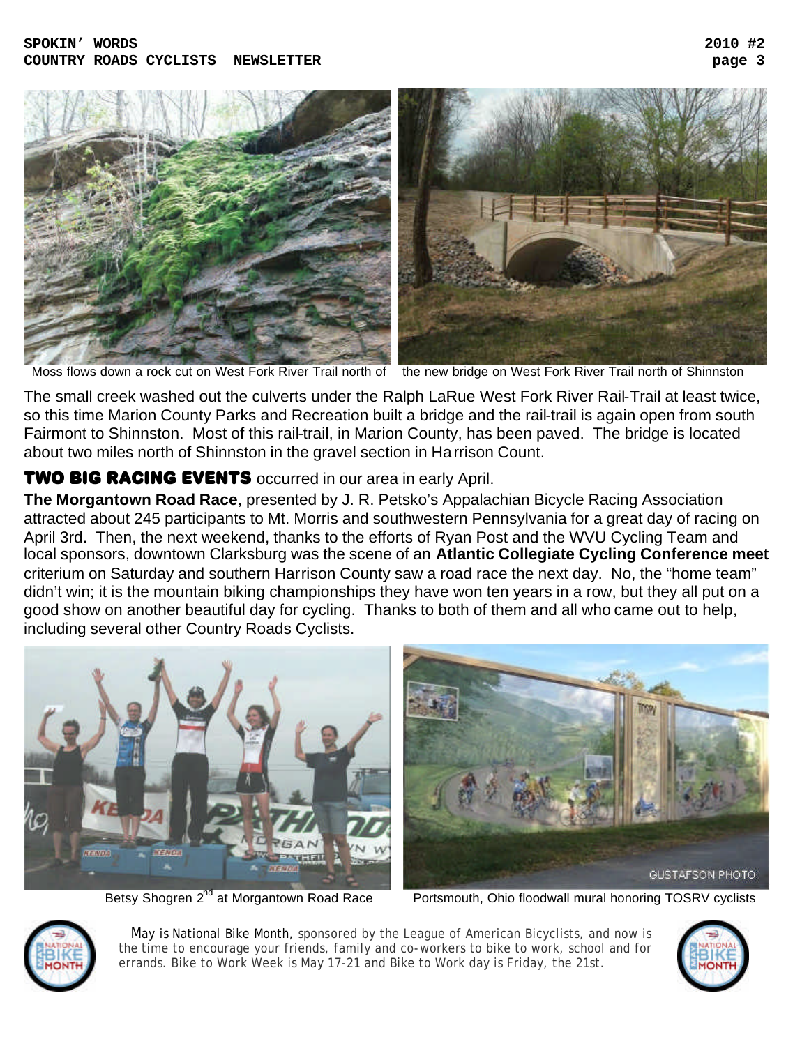Moss flows down a rock cut on West Fork River Trail north of the new bridge on West Fork River Trail north of Shinnston

The small creek washed out the culverts under the Ralph LaRue West Fork River Rail-Trail at least twice, so this time Marion County Parks and Recreation built a bridge and the rail-trail is again open from south Fairmont to Shinnston. Most of this rail-trail, in Marion County, has been paved. The bridge is located about two miles north of Shinnston in the gravel section in Harrison Count.

**TWO BIG RACING EVENTS** occurred in our area in early April.

**The Morgantown Road Race**, presented by J. R. Petsko's Appalachian Bicycle Racing Association attracted about 245 participants to Mt. Morris and southwestern Pennsylvania for a great day of racing on April 3rd. Then, the next weekend, thanks to the efforts of Ryan Post and the WVU Cycling Team and local sponsors, downtown Clarksburg was the scene of an **Atlantic Collegiate Cycling Conference meet** criterium on Saturday and southern Harrison County saw a road race the next day. No, the "home team" didn't win; it is the mountain biking championships they have won ten years in a row, but they all put on a good show on another beautiful day for cycling. Thanks to both of them and all who came out to help, including several other Country Roads Cyclists.

Betsy Shogren 2nd at Morgantown Road Race

Portsmouth, Ohio floodwall mural honoring TOSRV cyclists

May is National Bike Month, sponsored by the League of American Bicyclists, and now is the time to encourage your friends, family and co-workers to bike to work, school and for errands. Bike to Work Week is May 17-21 and Bike to Work day is Friday, the 21st.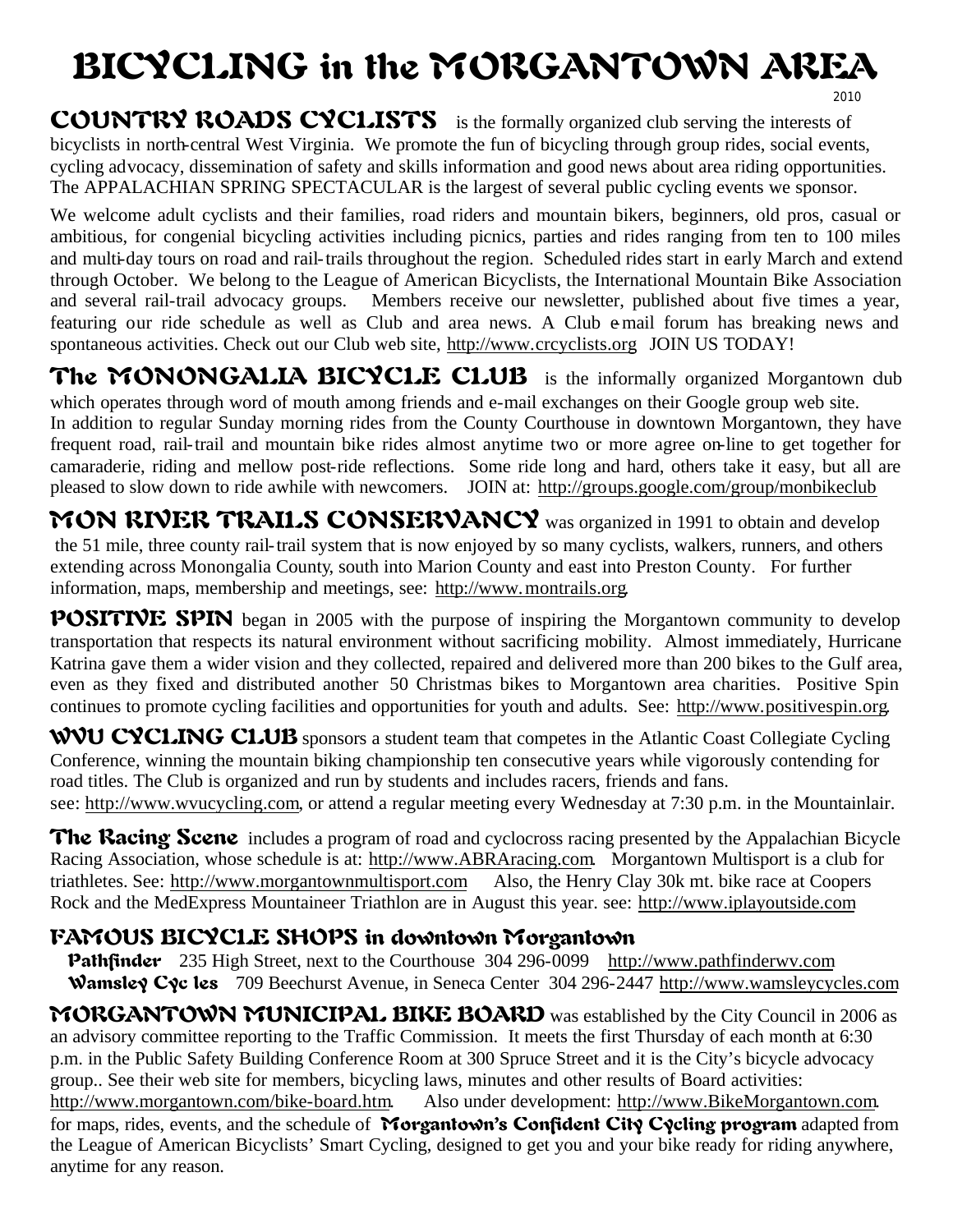# BICYCLING in the MORGANTOWN AREA

2010

**COUNTRY ROADS CYCLISTS** is the formally organized club serving the interests of bicyclists in north-central West Virginia. We promote the fun of bicycling through group rides, social events, cycling advocacy, dissemination of safety and skills information and good news about area riding opportunities. The APPALACHIAN SPRING SPECTACULAR is the largest of several public cycling events we sponsor.

We welcome adult cyclists and their families, road riders and mountain bikers, beginners, old pros, casual or ambitious, for congenial bicycling activities including picnics, parties and rides ranging from ten to 100 miles and multi-day tours on road and rail-trails throughout the region. Scheduled rides start in early March and extend through October. We belong to the League of American Bicyclists, the International Mountain Bike Association and several rail-trail advocacy groups. Members receive our newsletter, published about five times a year, featuring our ride schedule as well as Club and area news. A Club e-mail forum has breaking news and spontaneous activities. Check out our Club web site, http://www.crcyclists.org JOIN US TODAY!

**The MONONGALIA BICYCLE CLUB** is the informally organized Morgantown club which operates through word of mouth among friends and e-mail exchanges on their Google group web site. In addition to regular Sunday morning rides from the County Courthouse in downtown Morgantown, they have frequent road, rail-trail and mountain bike rides almost anytime two or more agree on-line to get together for camaraderie, riding and mellow post-ride reflections. Some ride long and hard, others take it easy, but all are pleased to slow down to ride awhile with newcomers. JOIN at: http://groups.google.com/group/monbikeclub

**MON RIVER TRAILS CONSERVANCY** was organized in 1991 to obtain and develop the 51 mile, three county rail-trail system that is now enjoyed by so many cyclists, walkers, runners, and others extending across Monongalia County, south into Marion County and east into Preston County. For further information, maps, membership and meetings, see: http://www.montrails.org.

**POSITIVE SPIN** began in 2005 with the purpose of inspiring the Morgantown community to develop transportation that respects its natural environment without sacrificing mobility. Almost immediately, Hurricane Katrina gave them a wider vision and they collected, repaired and delivered more than 200 bikes to the Gulf area, even as they fixed and distributed another 50 Christmas bikes to Morgantown area charities. Positive Spin continues to promote cycling facilities and opportunities for youth and adults. See: http://www.positivespin.org.

**WVU CYCLING CLUB** sponsors a student team that competes in the Atlantic Coast Collegiate Cycling Conference, winning the mountain biking championship ten consecutive years while vigorously contending for road titles. The Club is organized and run by students and includes racers, friends and fans. see: http://www.wvucycling.com, or attend a regular meeting every Wednesday at 7:30 p.m. in the Mountainlair.

**The Racing Scene** includes a program of road and cyclocross racing presented by the Appalachian Bicycle Racing Association, whose schedule is at: http://www.ABRAracing.com. Morgantown Multisport is a club for triathletes. See: http://www.morgantownmultisport.com Also, the Henry Clay 30k mt. bike race at Coopers Rock and the MedExpress Mountaineer Triathlon are in August this year. see: http://www.iplayoutside.com

## FAMOUS BICYCLE SHOPS in downtown Morgantown

**Pathfinder** 235 High Street, next to the Courthouse 304 296-0099 http://www.pathfinderwv.com
**Wamsley Cyc les** 709 Beechurst Avenue, in Seneca Center 304 296-2447 http://www.wamsleycycles.com

**MORGANTOWN MUNICIPAL BIKE BOARD** was established by the City Council in 2006 as an advisory committee reporting to the Traffic Commission. It meets the first Thursday of each month at 6:30 p.m. in the Public Safety Building Conference Room at 300 Spruce Street and it is the City's bicycle advocacy group.. See their web site for members, bicycling laws, minutes and other results of Board activities: http://www.morgantown.com/bike-board.htm. Also under development: http://www.BikeMorgantown.com. for maps, rides, events, and the schedule of **Morgantown's Confident City Cycling program** adapted from the League of American Bicyclists' Smart Cycling, designed to get you and your bike ready for riding anywhere, anytime for any reason.